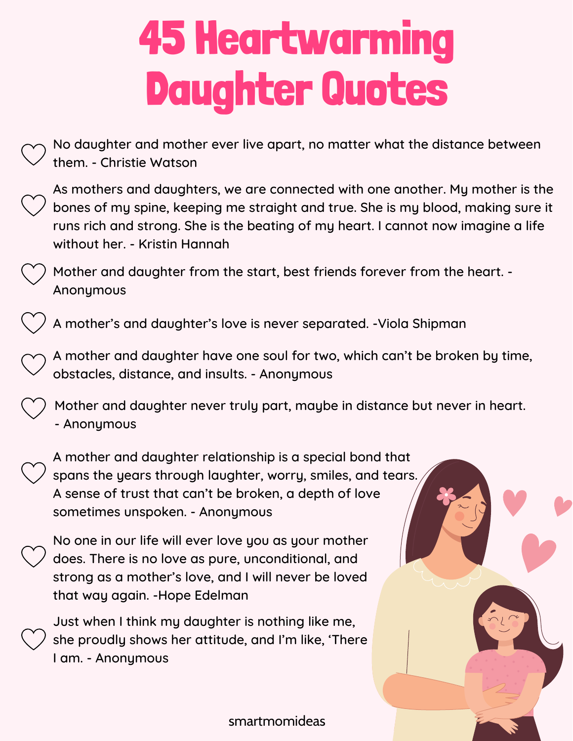# 45 Heartwarming Daughter Quotes

- No daughter and mother ever live apart, no matter what the distance between them. - Christie Watson
- As mothers and daughters, we are connected with one another. My mother is the bones of my spine, keeping me straight and true. She is my blood, making sure it runs rich and strong. She is the beating of my heart. I cannot now imagine a life without her. - Kristin Hannah
- Mother and daughter from the start, best friends forever from the heart. - Anonymous
- A mother's and daughter's love is never separated. -Viola Shipman
- A mother and daughter have one soul for two, which can't be broken by time, obstacles, distance, and insults. - Anonymous
- Mother and daughter never truly part, maybe in distance but never in heart. - Anonymous
- A mother and daughter relationship is a special bond that spans the years through laughter, worry, smiles, and tears. A sense of trust that can't be broken, a depth of love sometimes unspoken. - Anonymous
- No one in our life will ever love you as your mother does. There is no love as pure, unconditional, and strong as a mother's love, and I will never be loved that way again. -Hope Edelman
- Just when I think my daughter is nothing like me, she proudly shows her attitude, and I'm like, 'There I am. - Anonymous

smartmomideas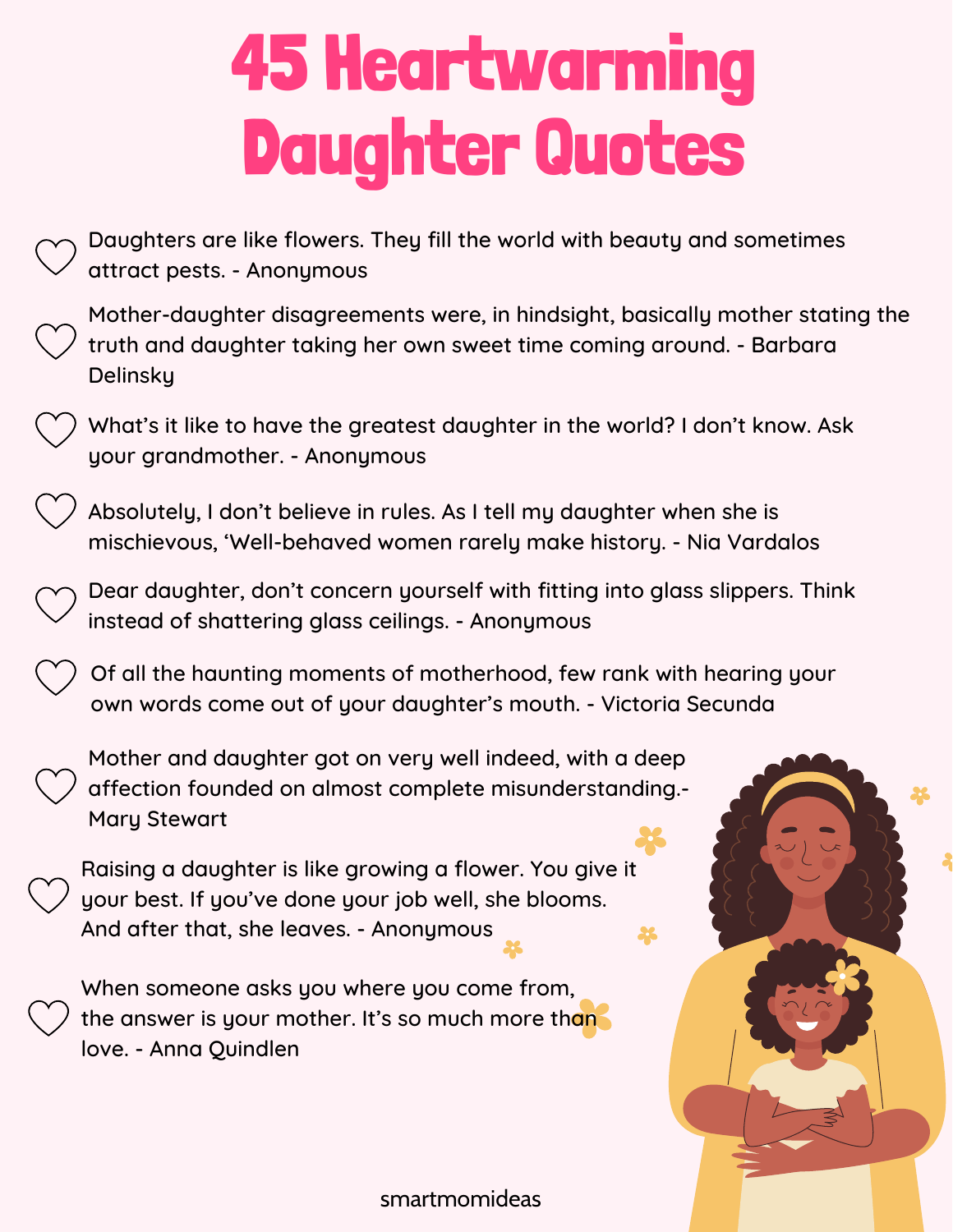# 45 Heartwarming Daughter Quotes

- Daughters are like flowers. They fill the world with beauty and sometimes attract pests. - Anonymous
- Mother-daughter disagreements were, in hindsight, basically mother stating the truth and daughter taking her own sweet time coming around. - Barbara Delinsky
- What's it like to have the greatest daughter in the world? I don't know. Ask your grandmother. - Anonymous
- Absolutely, I don't believe in rules. As I tell my daughter when she is mischievous, 'Well-behaved women rarely make history. - Nia Vardalos
- Dear daughter, don't concern yourself with fitting into glass slippers. Think instead of shattering glass ceilings. - Anonymous
- Of all the haunting moments of motherhood, few rank with hearing your own words come out of your daughter's mouth. - Victoria Secunda
- Mother and daughter got on very well indeed, with a deep affection founded on almost complete misunderstanding.- Mary Stewart
- Raising a daughter is like growing a flower. You give it your best. If you've done your job well, she blooms. And after that, she leaves. - Anonymous
- When someone asks you where you come from, the answer is your mother. It's so much more than love. - Anna Quindlen

smartmomideas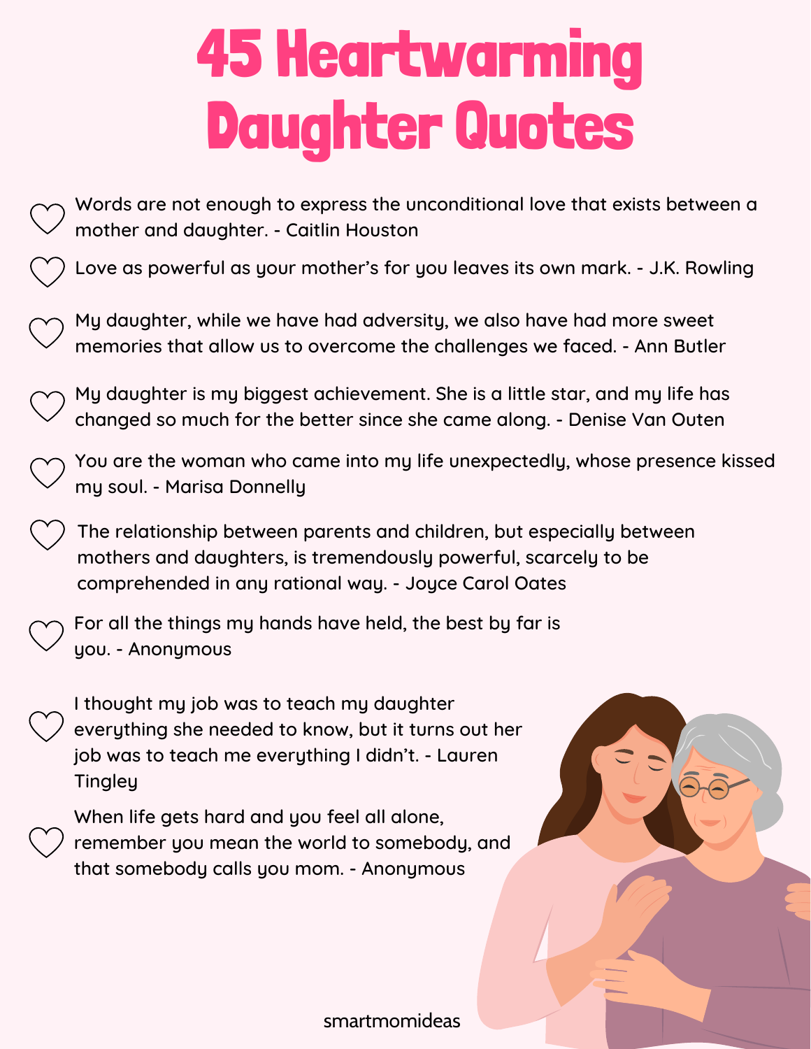# 45 Heartwarming Daughter Quotes

- Words are not enough to express the unconditional love that exists between a mother and daughter. - Caitlin Houston
- Love as powerful as your mother's for you leaves its own mark. - J.K. Rowling
- My daughter, while we have had adversity, we also have had more sweet memories that allow us to overcome the challenges we faced. - Ann Butler
- My daughter is my biggest achievement. She is a little star, and my life has changed so much for the better since she came along. - Denise Van Outen
- You are the woman who came into my life unexpectedly, whose presence kissed my soul. - Marisa Donnelly
- The relationship between parents and children, but especially between mothers and daughters, is tremendously powerful, scarcely to be comprehended in any rational way. - Joyce Carol Oates
- For all the things my hands have held, the best by far is you. - Anonymous
- I thought my job was to teach my daughter everything she needed to know, but it turns out her job was to teach me everything I didn't. - Lauren Tingley
- When life gets hard and you feel all alone, remember you mean the world to somebody, and that somebody calls you mom. - Anonymous

smartmomideas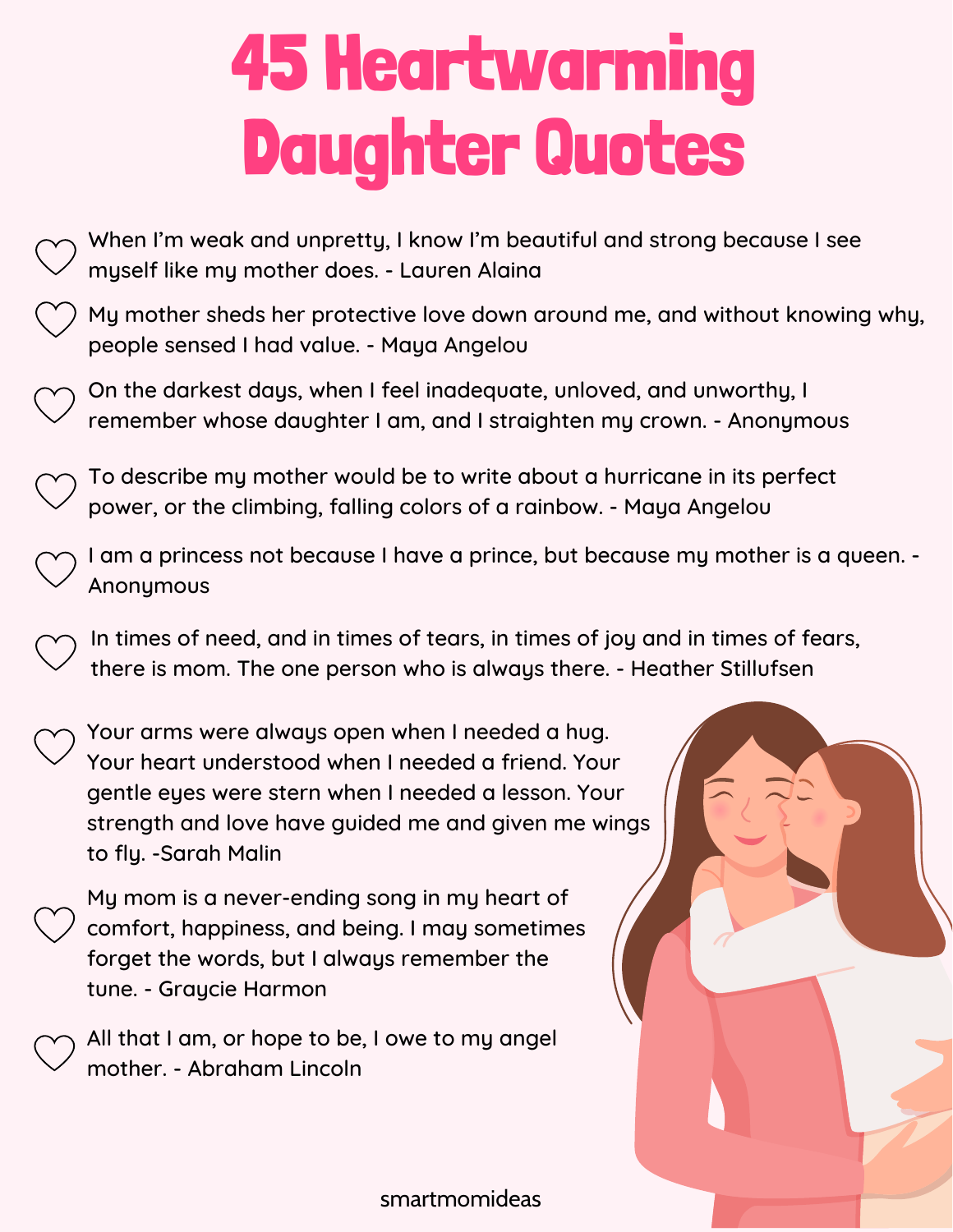# 45 Heartwarming Daughter Quotes

- When I'm weak and unpretty, I know I'm beautiful and strong because I see myself like my mother does. - Lauren Alaina
- My mother sheds her protective love down around me, and without knowing why, people sensed I had value. - Maya Angelou
- On the darkest days, when I feel inadequate, unloved, and unworthy, I remember whose daughter I am, and I straighten my crown. - Anonymous
- To describe my mother would be to write about a hurricane in its perfect power, or the climbing, falling colors of a rainbow. - Maya Angelou
- I am a princess not because I have a prince, but because my mother is a queen. - Anonymous
- In times of need, and in times of tears, in times of joy and in times of fears, there is mom. The one person who is always there. - Heather Stillufsen
- Your arms were always open when I needed a hug. Your heart understood when I needed a friend. Your gentle eyes were stern when I needed a lesson. Your strength and love have guided me and given me wings to fly. -Sarah Malin
- My mom is a never-ending song in my heart of comfort, happiness, and being. I may sometimes forget the words, but I always remember the tune. - Graycie Harmon
- All that I am, or hope to be, I owe to my angel mother. - Abraham Lincoln

smartmomideas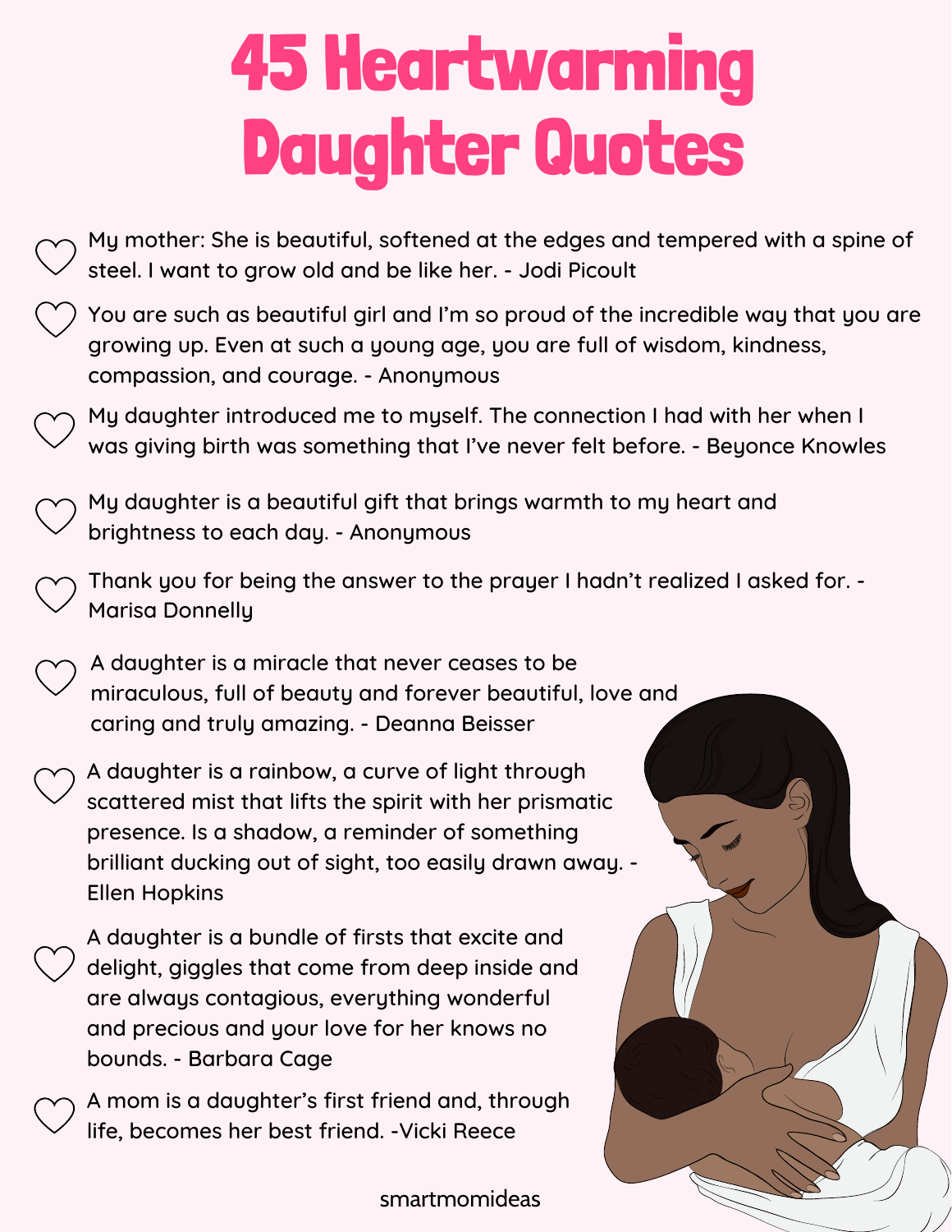# 45 Heartwarming Daughter Quotes

- My mother: She is beautiful, softened at the edges and tempered with a spine of steel. I want to grow old and be like her. - Jodi Picoult
- You are such as beautiful girl and I'm so proud of the incredible way that you are growing up. Even at such a young age, you are full of wisdom, kindness, compassion, and courage. - Anonymous
- My daughter introduced me to myself. The connection I had with her when I was giving birth was something that I've never felt before. - Beyonce Knowles
- My daughter is a beautiful gift that brings warmth to my heart and brightness to each day. - Anonymous
- Thank you for being the answer to the prayer I hadn't realized I asked for. - Marisa Donnelly
- A daughter is a miracle that never ceases to be miraculous, full of beauty and forever beautiful, love and caring and truly amazing. - Deanna Beisser
- A daughter is a rainbow, a curve of light through scattered mist that lifts the spirit with her prismatic presence. Is a shadow, a reminder of something brilliant ducking out of sight, too easily drawn away. - Ellen Hopkins
- A daughter is a bundle of firsts that excite and delight, giggles that come from deep inside and are always contagious, everything wonderful and precious and your love for her knows no bounds. - Barbara Cage
- A mom is a daughter's first friend and, through life, becomes her best friend. -Vicki Reece

smartmomideas